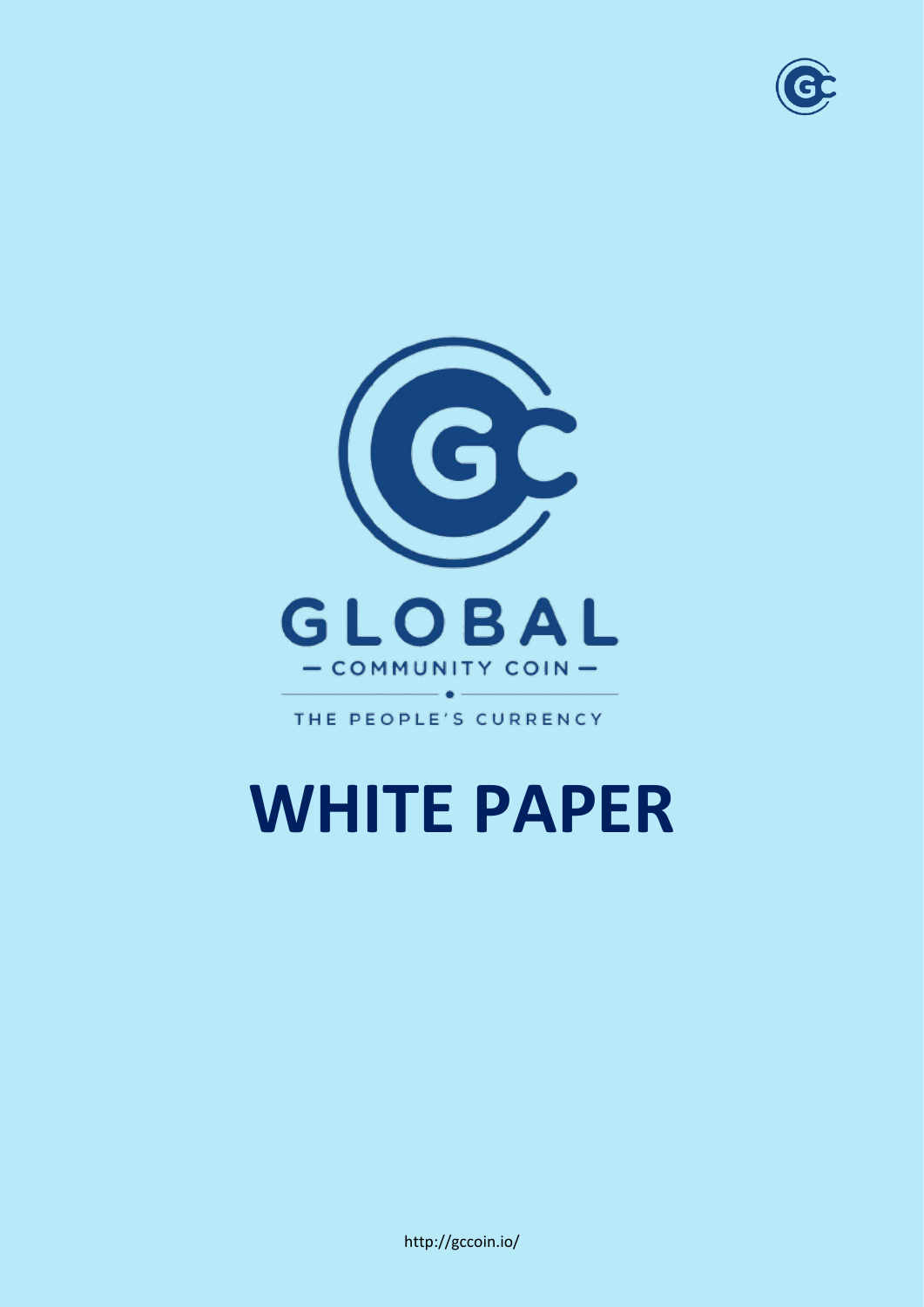# GLOBAL

— COMMUNITY COIN —

THE PEOPLE'S CURRENCY

# WHITE PAPER

http://gccoin.io/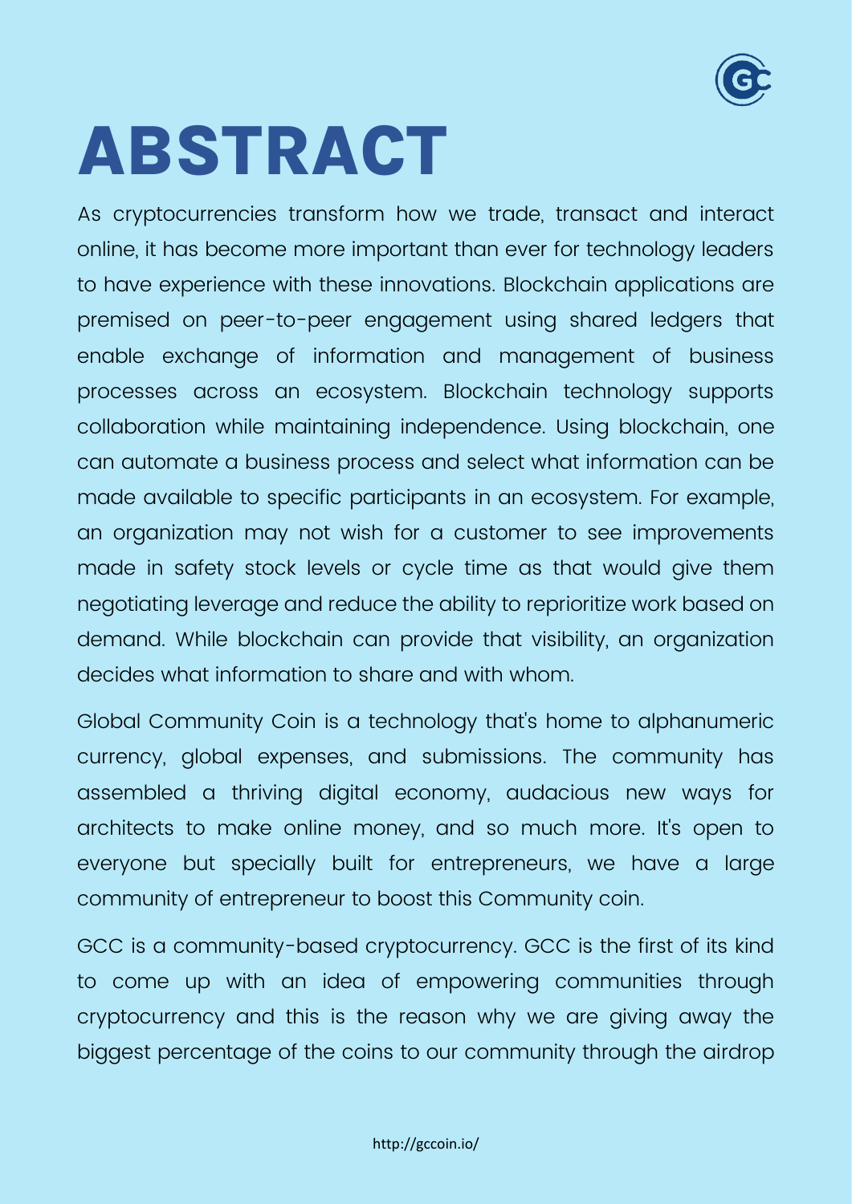# ABSTRACT

As cryptocurrencies transform how we trade, transact and interact online, it has become more important than ever for technology leaders to have experience with these innovations. Blockchain applications are premised on peer-to-peer engagement using shared ledgers that enable exchange of information and management of business processes across an ecosystem. Blockchain technology supports collaboration while maintaining independence. Using blockchain, one can automate a business process and select what information can be made available to specific participants in an ecosystem. For example, an organization may not wish for a customer to see improvements made in safety stock levels or cycle time as that would give them negotiating leverage and reduce the ability to reprioritize work based on demand. While blockchain can provide that visibility, an organization decides what information to share and with whom.

Global Community Coin is a technology that's home to alphanumeric currency, global expenses, and submissions. The community has assembled a thriving digital economy, audacious new ways for architects to make online money, and so much more. It's open to everyone but specially built for entrepreneurs, we have a large community of entrepreneur to boost this Community coin.

GCC is a community-based cryptocurrency. GCC is the first of its kind to come up with an idea of empowering communities through cryptocurrency and this is the reason why we are giving away the biggest percentage of the coins to our community through the airdrop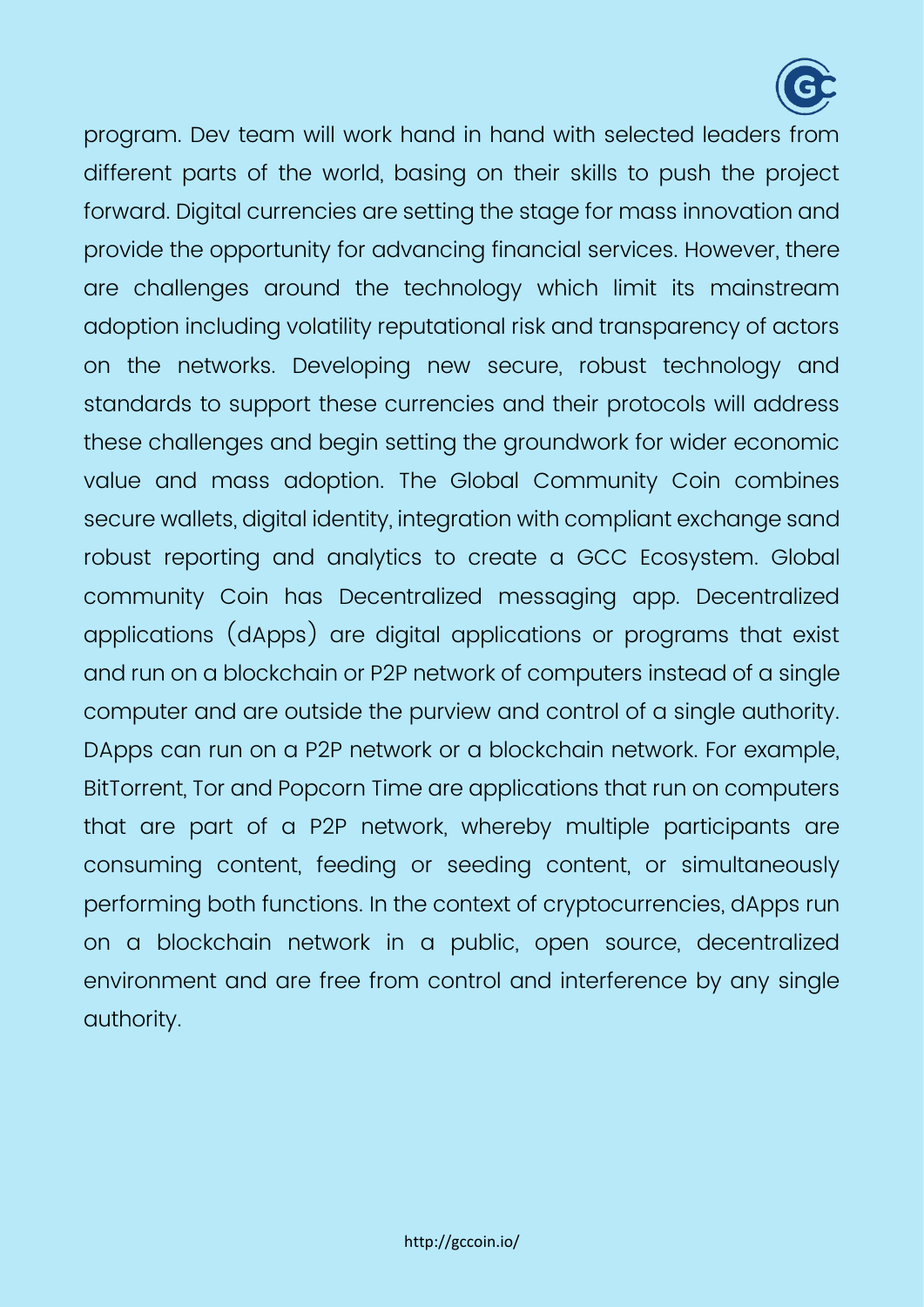program. Dev team will work hand in hand with selected leaders from different parts of the world, basing on their skills to push the project forward. Digital currencies are setting the stage for mass innovation and provide the opportunity for advancing financial services. However, there are challenges around the technology which limit its mainstream adoption including volatility reputational risk and transparency of actors on the networks. Developing new secure, robust technology and standards to support these currencies and their protocols will address these challenges and begin setting the groundwork for wider economic value and mass adoption. The Global Community Coin combines secure wallets, digital identity, integration with compliant exchange sand robust reporting and analytics to create a GCC Ecosystem. Global community Coin has Decentralized messaging app. Decentralized applications (dApps) are digital applications or programs that exist and run on a blockchain or P2P network of computers instead of a single computer and are outside the purview and control of a single authority. DApps can run on a P2P network or a blockchain network. For example, BitTorrent, Tor and Popcorn Time are applications that run on computers that are part of a P2P network, whereby multiple participants are consuming content, feeding or seeding content, or simultaneously performing both functions. In the context of cryptocurrencies, dApps run on a blockchain network in a public, open source, decentralized environment and are free from control and interference by any single authority.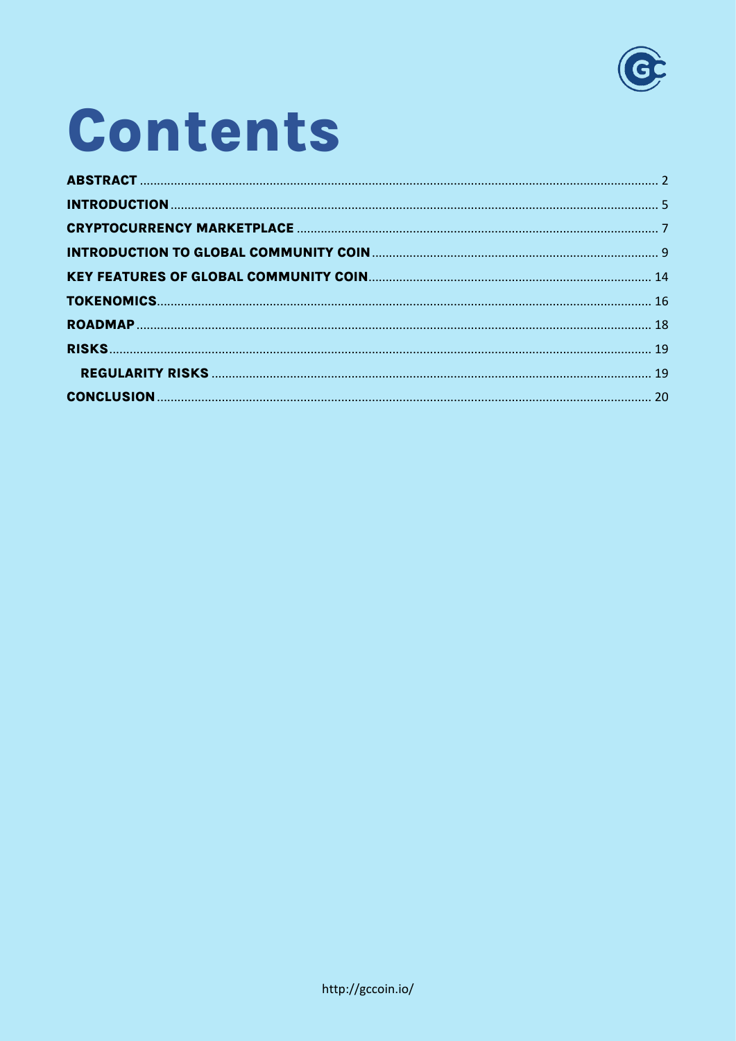# Contents

- **ABSTRACT** ........ 2
- **INTRODUCTION** ........ 5
- **CRYPTOCURRENCY MARKETPLACE** ........ 7
- **INTRODUCTION TO GLOBAL COMMUNITY COIN** ........ 9
- **KEY FEATURES OF GLOBAL COMMUNITY COIN** ........ 14
- **TOKENOMICS** ........ 16
- **ROADMAP** ........ 18
- **RISKS** ........ 19
  - **REGULARITY RISKS** ........ 19
- **CONCLUSION** ........ 20

http://gccoin.io/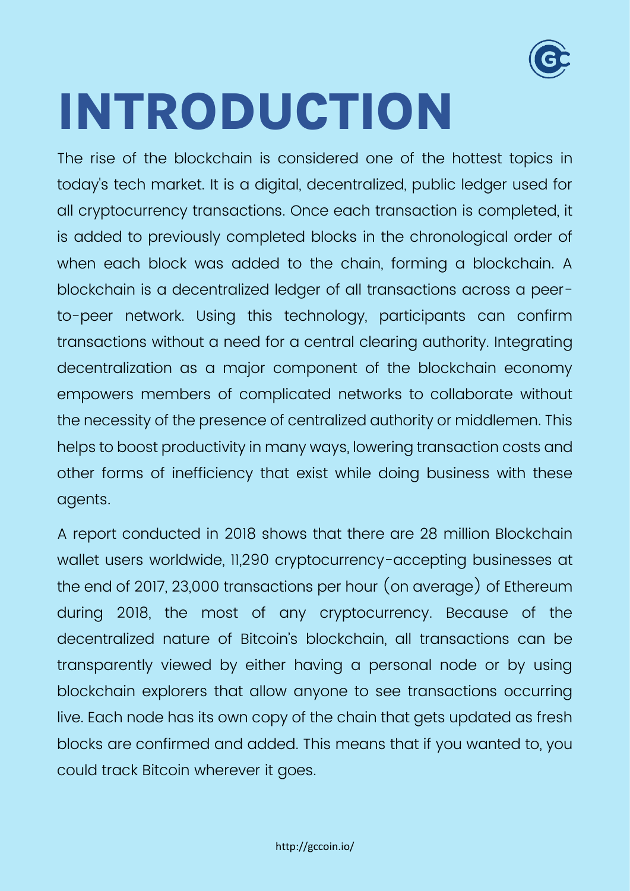# INTRODUCTION

The rise of the blockchain is considered one of the hottest topics in today's tech market. It is a digital, decentralized, public ledger used for all cryptocurrency transactions. Once each transaction is completed, it is added to previously completed blocks in the chronological order of when each block was added to the chain, forming a blockchain. A blockchain is a decentralized ledger of all transactions across a peer-to-peer network. Using this technology, participants can confirm transactions without a need for a central clearing authority. Integrating decentralization as a major component of the blockchain economy empowers members of complicated networks to collaborate without the necessity of the presence of centralized authority or middlemen. This helps to boost productivity in many ways, lowering transaction costs and other forms of inefficiency that exist while doing business with these agents.

A report conducted in 2018 shows that there are 28 million Blockchain wallet users worldwide, 11,290 cryptocurrency-accepting businesses at the end of 2017, 23,000 transactions per hour (on average) of Ethereum during 2018, the most of any cryptocurrency. Because of the decentralized nature of Bitcoin's blockchain, all transactions can be transparently viewed by either having a personal node or by using blockchain explorers that allow anyone to see transactions occurring live. Each node has its own copy of the chain that gets updated as fresh blocks are confirmed and added. This means that if you wanted to, you could track Bitcoin wherever it goes.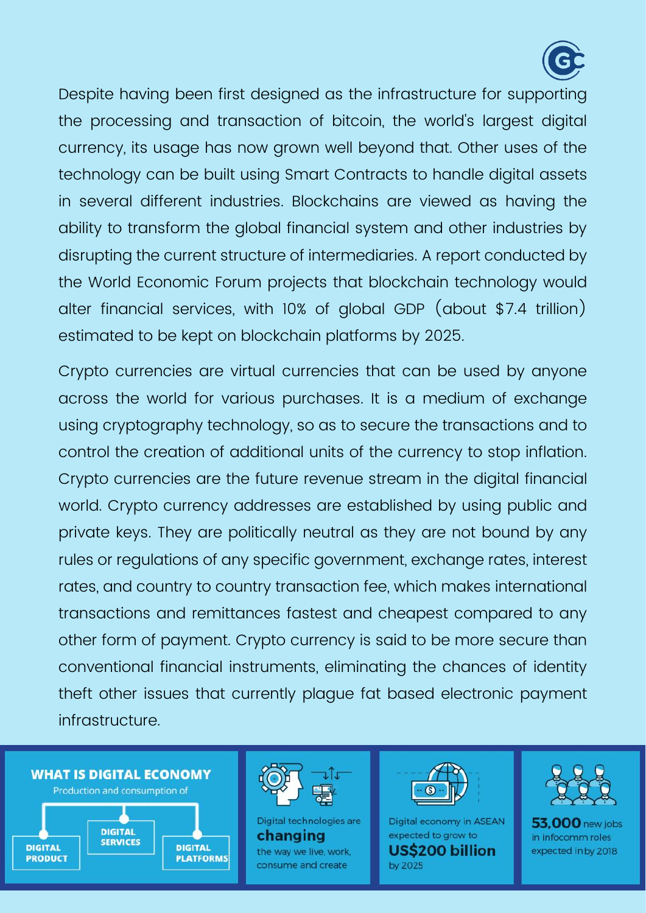Despite having been first designed as the infrastructure for supporting the processing and transaction of bitcoin, the world's largest digital currency, its usage has now grown well beyond that. Other uses of the technology can be built using Smart Contracts to handle digital assets in several different industries. Blockchains are viewed as having the ability to transform the global financial system and other industries by disrupting the current structure of intermediaries. A report conducted by the World Economic Forum projects that blockchain technology would alter financial services, with 10% of global GDP (about $7.4 trillion) estimated to be kept on blockchain platforms by 2025.

Crypto currencies are virtual currencies that can be used by anyone across the world for various purchases. It is a medium of exchange using cryptography technology, so as to secure the transactions and to control the creation of additional units of the currency to stop inflation. Crypto currencies are the future revenue stream in the digital financial world. Crypto currency addresses are established by using public and private keys. They are politically neutral as they are not bound by any rules or regulations of any specific government, exchange rates, interest rates, and country to country transaction fee, which makes international transactions and remittances fastest and cheapest compared to any other form of payment. Crypto currency is said to be more secure than conventional financial instruments, eliminating the chances of identity theft other issues that currently plague fat based electronic payment infrastructure.

**WHAT IS DIGITAL ECONOMY**

Production and consumption of

- **DIGITAL PRODUCT**
- **DIGITAL SERVICES**
- **DIGITAL PLATFORMS**

Digital technologies are **changing** the way we live, work, consume and create

Digital economy in ASEAN expected to grow to **US$200 billion** by 2025

**53,000** new jobs in infocomm roles expected in by 2018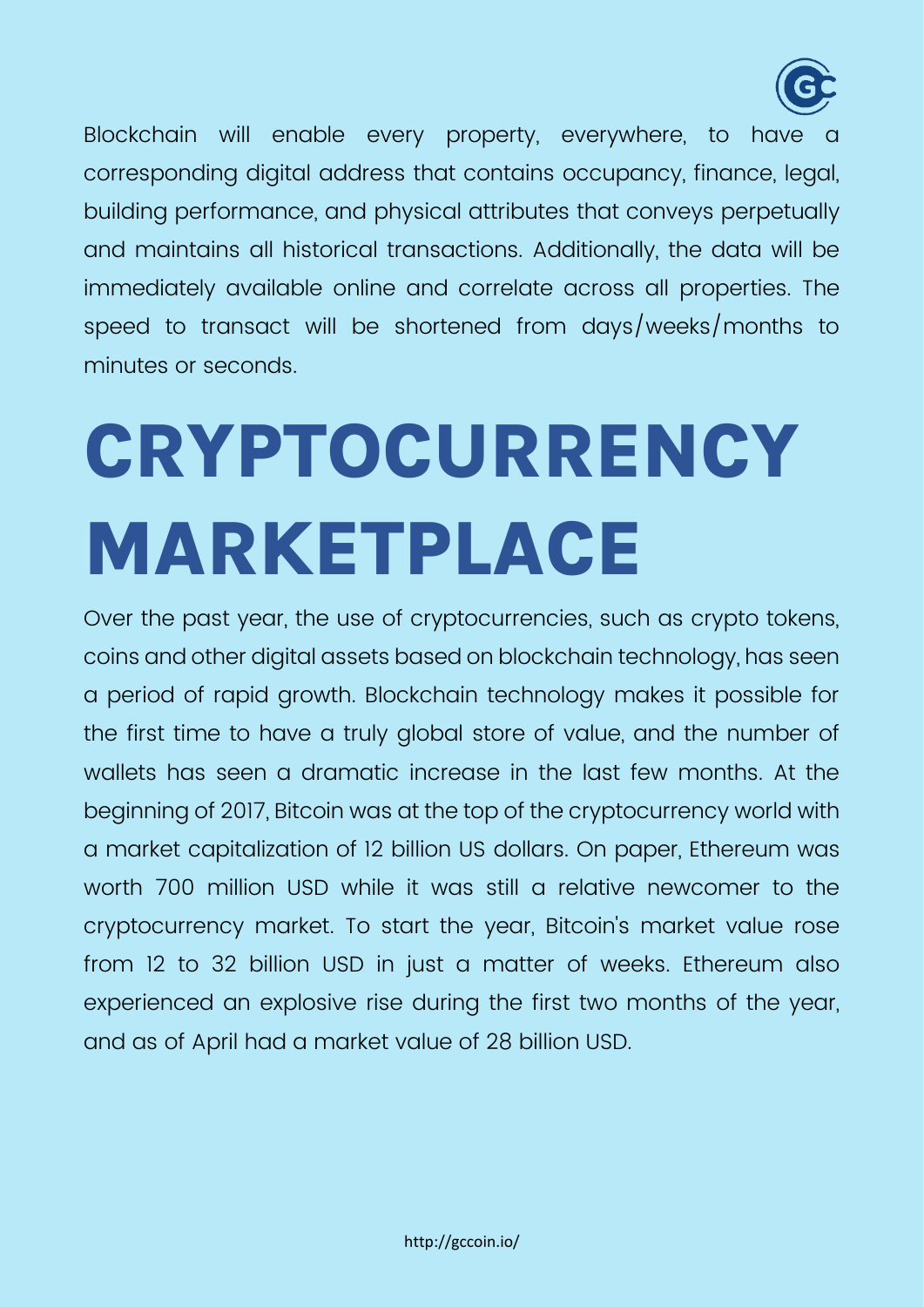Blockchain will enable every property, everywhere, to have a corresponding digital address that contains occupancy, finance, legal, building performance, and physical attributes that conveys perpetually and maintains all historical transactions. Additionally, the data will be immediately available online and correlate across all properties. The speed to transact will be shortened from days/weeks/months to minutes or seconds.

# CRYPTOCURRENCY MARKETPLACE

Over the past year, the use of cryptocurrencies, such as crypto tokens, coins and other digital assets based on blockchain technology, has seen a period of rapid growth. Blockchain technology makes it possible for the first time to have a truly global store of value, and the number of wallets has seen a dramatic increase in the last few months. At the beginning of 2017, Bitcoin was at the top of the cryptocurrency world with a market capitalization of 12 billion US dollars. On paper, Ethereum was worth 700 million USD while it was still a relative newcomer to the cryptocurrency market. To start the year, Bitcoin's market value rose from 12 to 32 billion USD in just a matter of weeks. Ethereum also experienced an explosive rise during the first two months of the year, and as of April had a market value of 28 billion USD.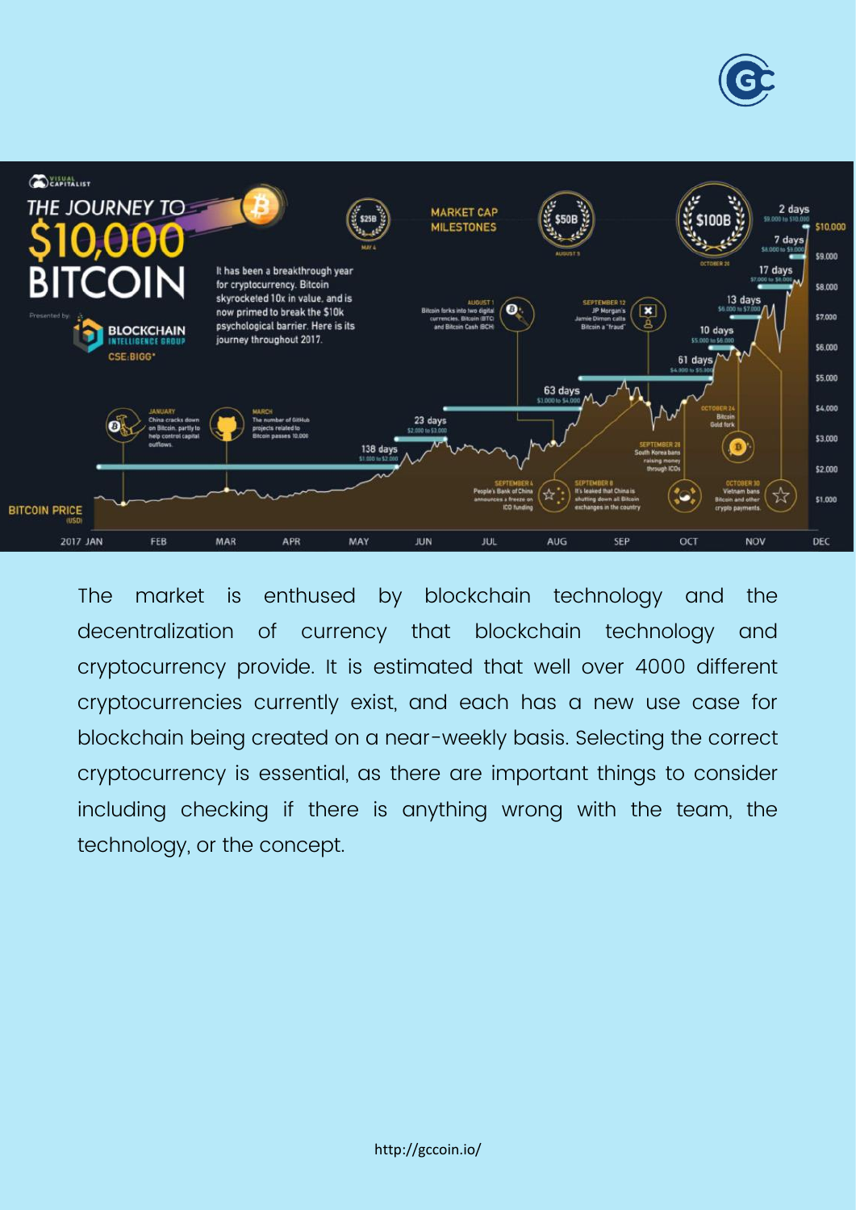The market is enthused by blockchain technology and the decentralization of currency that blockchain technology and cryptocurrency provide. It is estimated that well over 4000 different cryptocurrencies currently exist, and each has a new use case for blockchain being created on a near-weekly basis. Selecting the correct cryptocurrency is essential, as there are important things to consider including checking if there is anything wrong with the team, the technology, or the concept.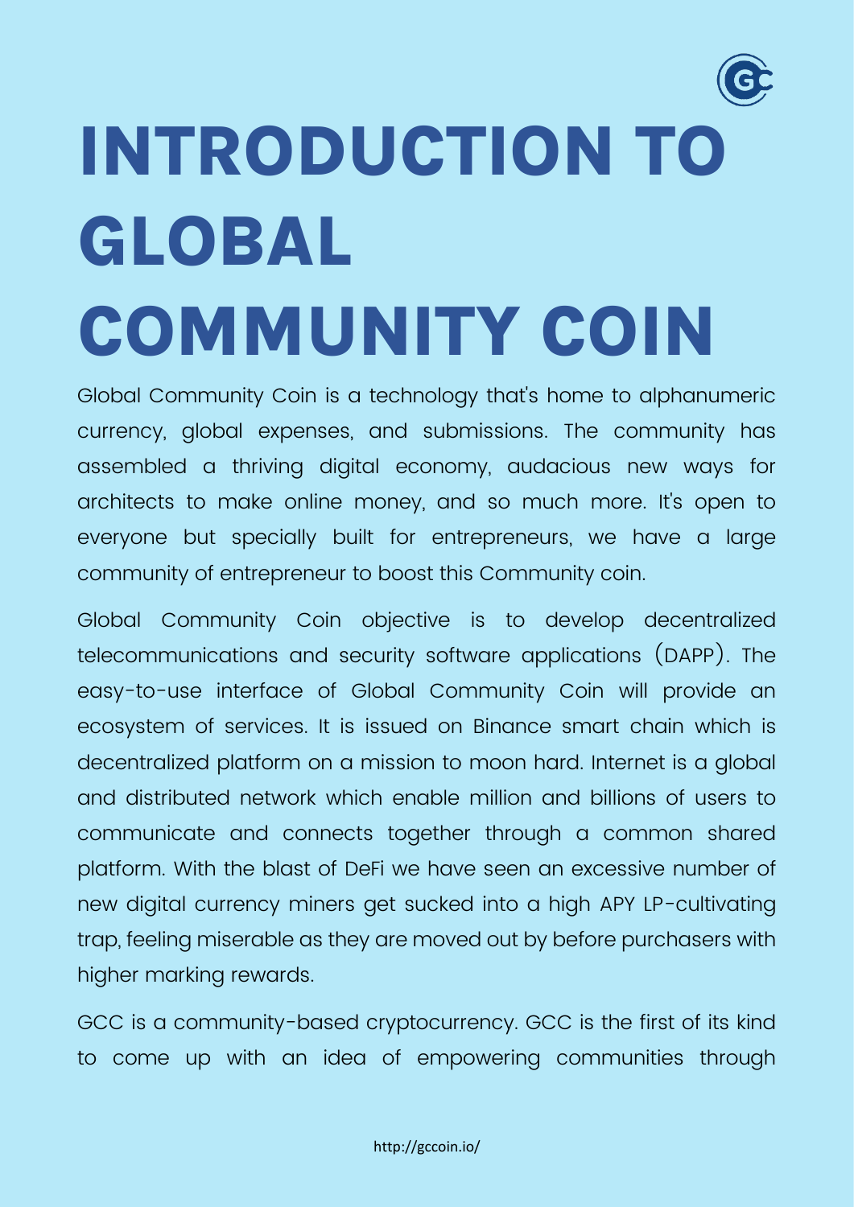# INTRODUCTION TO GLOBAL COMMUNITY COIN

Global Community Coin is a technology that's home to alphanumeric currency, global expenses, and submissions. The community has assembled a thriving digital economy, audacious new ways for architects to make online money, and so much more. It's open to everyone but specially built for entrepreneurs, we have a large community of entrepreneur to boost this Community coin.

Global Community Coin objective is to develop decentralized telecommunications and security software applications (DAPP). The easy-to-use interface of Global Community Coin will provide an ecosystem of services. It is issued on Binance smart chain which is decentralized platform on a mission to moon hard. Internet is a global and distributed network which enable million and billions of users to communicate and connects together through a common shared platform. With the blast of DeFi we have seen an excessive number of new digital currency miners get sucked into a high APY LP-cultivating trap, feeling miserable as they are moved out by before purchasers with higher marking rewards.

GCC is a community-based cryptocurrency. GCC is the first of its kind to come up with an idea of empowering communities through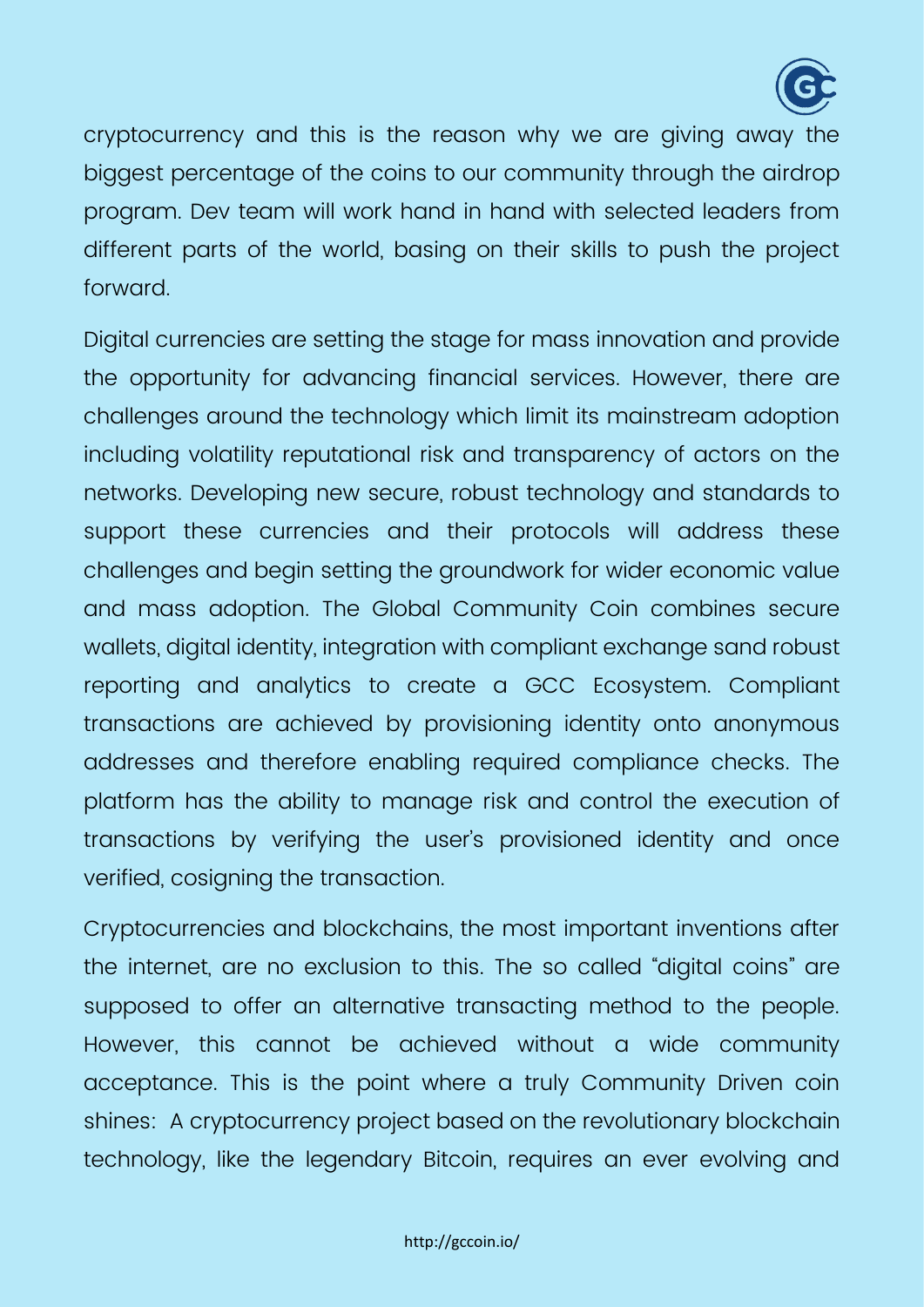cryptocurrency and this is the reason why we are giving away the biggest percentage of the coins to our community through the airdrop program. Dev team will work hand in hand with selected leaders from different parts of the world, basing on their skills to push the project forward.

Digital currencies are setting the stage for mass innovation and provide the opportunity for advancing financial services. However, there are challenges around the technology which limit its mainstream adoption including volatility reputational risk and transparency of actors on the networks. Developing new secure, robust technology and standards to support these currencies and their protocols will address these challenges and begin setting the groundwork for wider economic value and mass adoption. The Global Community Coin combines secure wallets, digital identity, integration with compliant exchange sand robust reporting and analytics to create a GCC Ecosystem. Compliant transactions are achieved by provisioning identity onto anonymous addresses and therefore enabling required compliance checks. The platform has the ability to manage risk and control the execution of transactions by verifying the user's provisioned identity and once verified, cosigning the transaction.

Cryptocurrencies and blockchains, the most important inventions after the internet, are no exclusion to this. The so called "digital coins" are supposed to offer an alternative transacting method to the people. However, this cannot be achieved without a wide community acceptance. This is the point where a truly Community Driven coin shines: A cryptocurrency project based on the revolutionary blockchain technology, like the legendary Bitcoin, requires an ever evolving and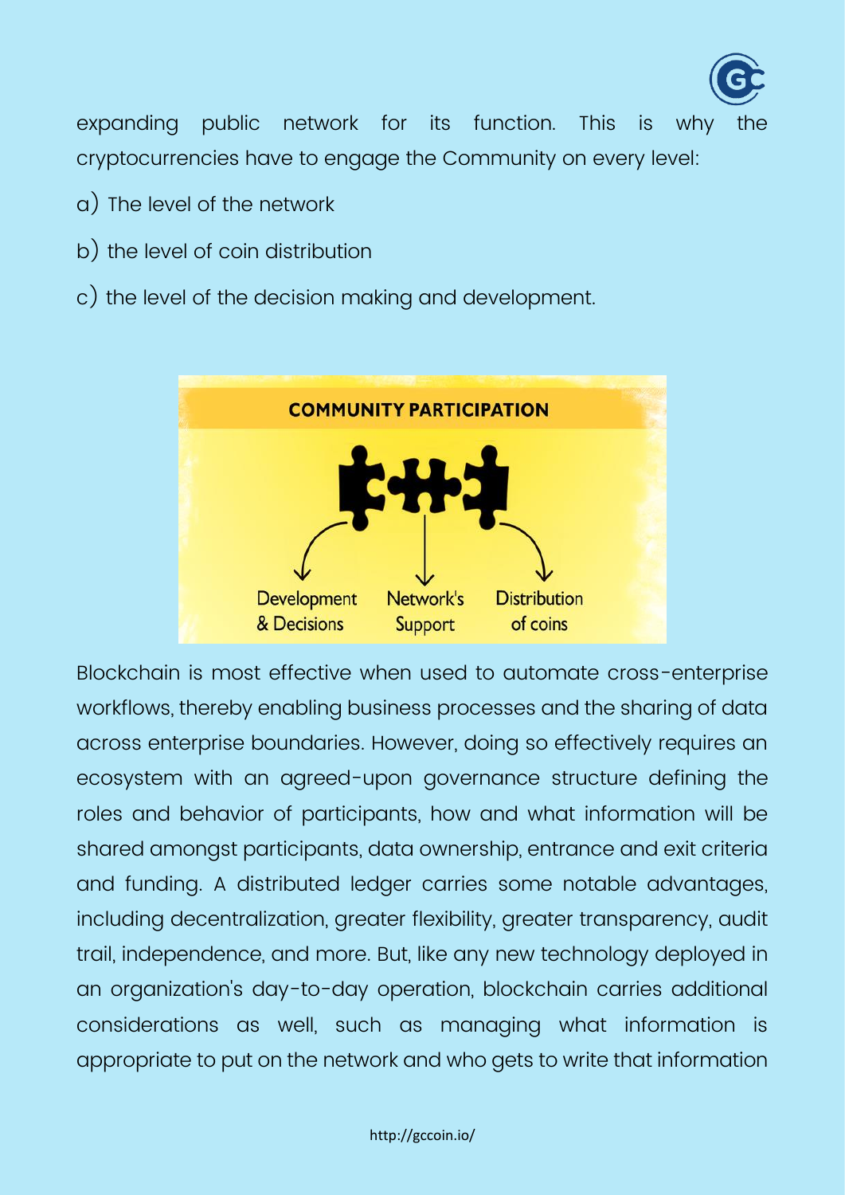expanding public network for its function. This is why the cryptocurrencies have to engage the Community on every level:

a) The level of the network

b) the level of coin distribution

c) the level of the decision making and development.

COMMUNITY PARTICIPATION

Development & Decisions | Network's Support | Distribution of coins

Blockchain is most effective when used to automate cross-enterprise workflows, thereby enabling business processes and the sharing of data across enterprise boundaries. However, doing so effectively requires an ecosystem with an agreed-upon governance structure defining the roles and behavior of participants, how and what information will be shared amongst participants, data ownership, entrance and exit criteria and funding. A distributed ledger carries some notable advantages, including decentralization, greater flexibility, greater transparency, audit trail, independence, and more. But, like any new technology deployed in an organization's day-to-day operation, blockchain carries additional considerations as well, such as managing what information is appropriate to put on the network and who gets to write that information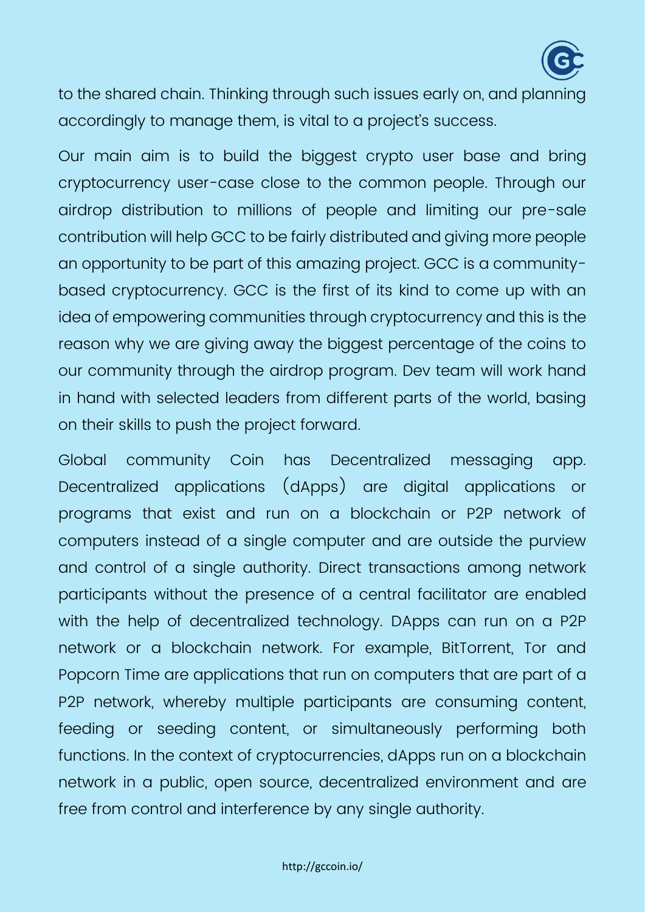to the shared chain. Thinking through such issues early on, and planning accordingly to manage them, is vital to a project's success.

Our main aim is to build the biggest crypto user base and bring cryptocurrency user-case close to the common people. Through our airdrop distribution to millions of people and limiting our pre-sale contribution will help GCC to be fairly distributed and giving more people an opportunity to be part of this amazing project. GCC is a community-based cryptocurrency. GCC is the first of its kind to come up with an idea of empowering communities through cryptocurrency and this is the reason why we are giving away the biggest percentage of the coins to our community through the airdrop program. Dev team will work hand in hand with selected leaders from different parts of the world, basing on their skills to push the project forward.

Global community Coin has Decentralized messaging app. Decentralized applications (dApps) are digital applications or programs that exist and run on a blockchain or P2P network of computers instead of a single computer and are outside the purview and control of a single authority. Direct transactions among network participants without the presence of a central facilitator are enabled with the help of decentralized technology. DApps can run on a P2P network or a blockchain network. For example, BitTorrent, Tor and Popcorn Time are applications that run on computers that are part of a P2P network, whereby multiple participants are consuming content, feeding or seeding content, or simultaneously performing both functions. In the context of cryptocurrencies, dApps run on a blockchain network in a public, open source, decentralized environment and are free from control and interference by any single authority.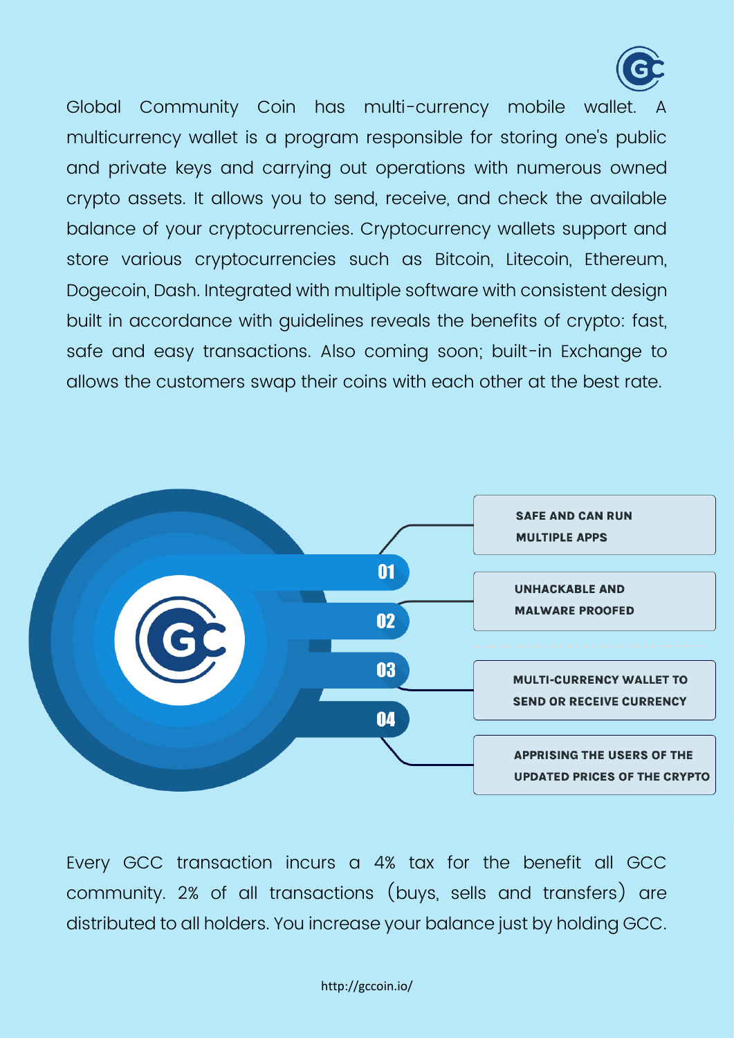Global Community Coin has multi-currency mobile wallet. A multicurrency wallet is a program responsible for storing one's public and private keys and carrying out operations with numerous owned crypto assets. It allows you to send, receive, and check the available balance of your cryptocurrencies. Cryptocurrency wallets support and store various cryptocurrencies such as Bitcoin, Litecoin, Ethereum, Dogecoin, Dash. Integrated with multiple software with consistent design built in accordance with guidelines reveals the benefits of crypto: fast, safe and easy transactions. Also coming soon; built-in Exchange to allows the customers swap their coins with each other at the best rate.

01 SAFE AND CAN RUN MULTIPLE APPS

02 UNHACKABLE AND MALWARE PROOFED

03 MULTI-CURRENCY WALLET TO SEND OR RECEIVE CURRENCY

04 APPRISING THE USERS OF THE UPDATED PRICES OF THE CRYPTO

Every GCC transaction incurs a 4% tax for the benefit all GCC community. 2% of all transactions (buys, sells and transfers) are distributed to all holders. You increase your balance just by holding GCC.

http://gccoin.io/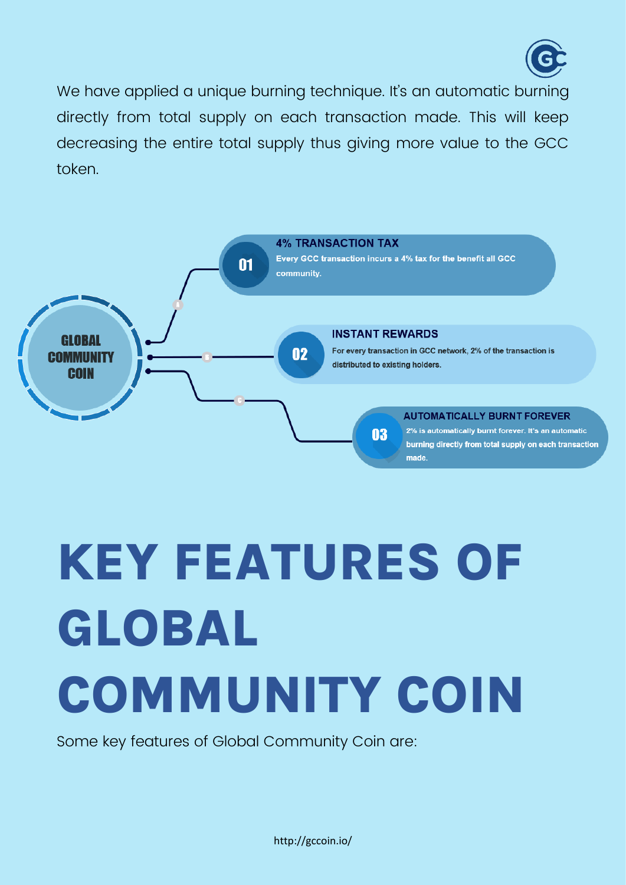We have applied a unique burning technique. It's an automatic burning directly from total supply on each transaction made. This will keep decreasing the entire total supply thus giving more value to the GCC token.

**GLOBAL COMMUNITY COIN**

**01 — 4% TRANSACTION TAX**

Every GCC transaction incurs a 4% tax for the benefit all GCC community.

**02 — INSTANT REWARDS**

For every transaction in GCC network, 2% of the transaction is distributed to existing holders.

**03 — AUTOMATICALLY BURNT FOREVER**

2% is automatically burnt forever. It's an automatic burning directly from total supply on each transaction made.

# KEY FEATURES OF GLOBAL COMMUNITY COIN

Some key features of Global Community Coin are:

http://gccoin.io/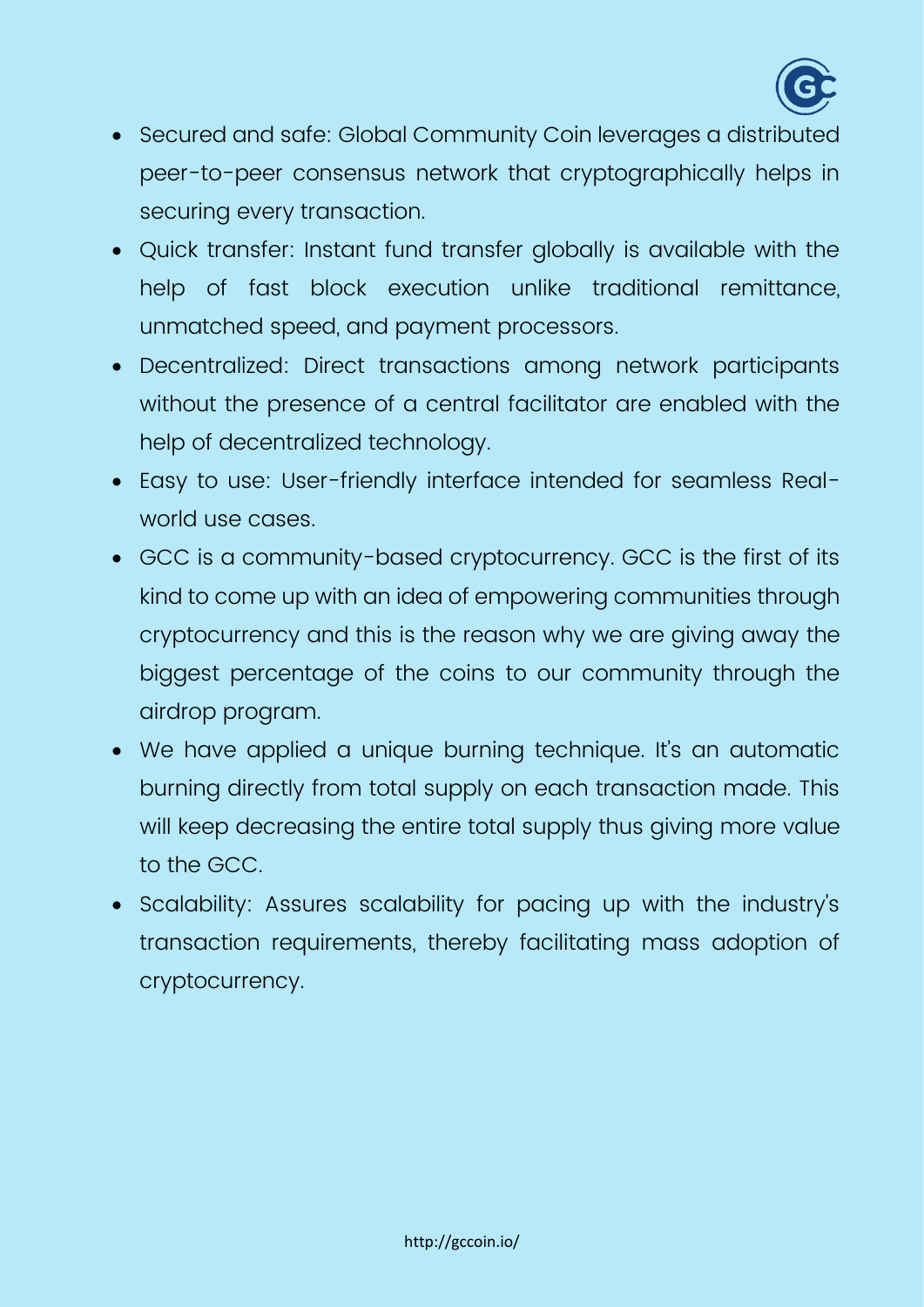- Secured and safe: Global Community Coin leverages a distributed peer-to-peer consensus network that cryptographically helps in securing every transaction.
- Quick transfer: Instant fund transfer globally is available with the help of fast block execution unlike traditional remittance, unmatched speed, and payment processors.
- Decentralized: Direct transactions among network participants without the presence of a central facilitator are enabled with the help of decentralized technology.
- Easy to use: User-friendly interface intended for seamless Real-world use cases.
- GCC is a community-based cryptocurrency. GCC is the first of its kind to come up with an idea of empowering communities through cryptocurrency and this is the reason why we are giving away the biggest percentage of the coins to our community through the airdrop program.
- We have applied a unique burning technique. It's an automatic burning directly from total supply on each transaction made. This will keep decreasing the entire total supply thus giving more value to the GCC.
- Scalability: Assures scalability for pacing up with the industry's transaction requirements, thereby facilitating mass adoption of cryptocurrency.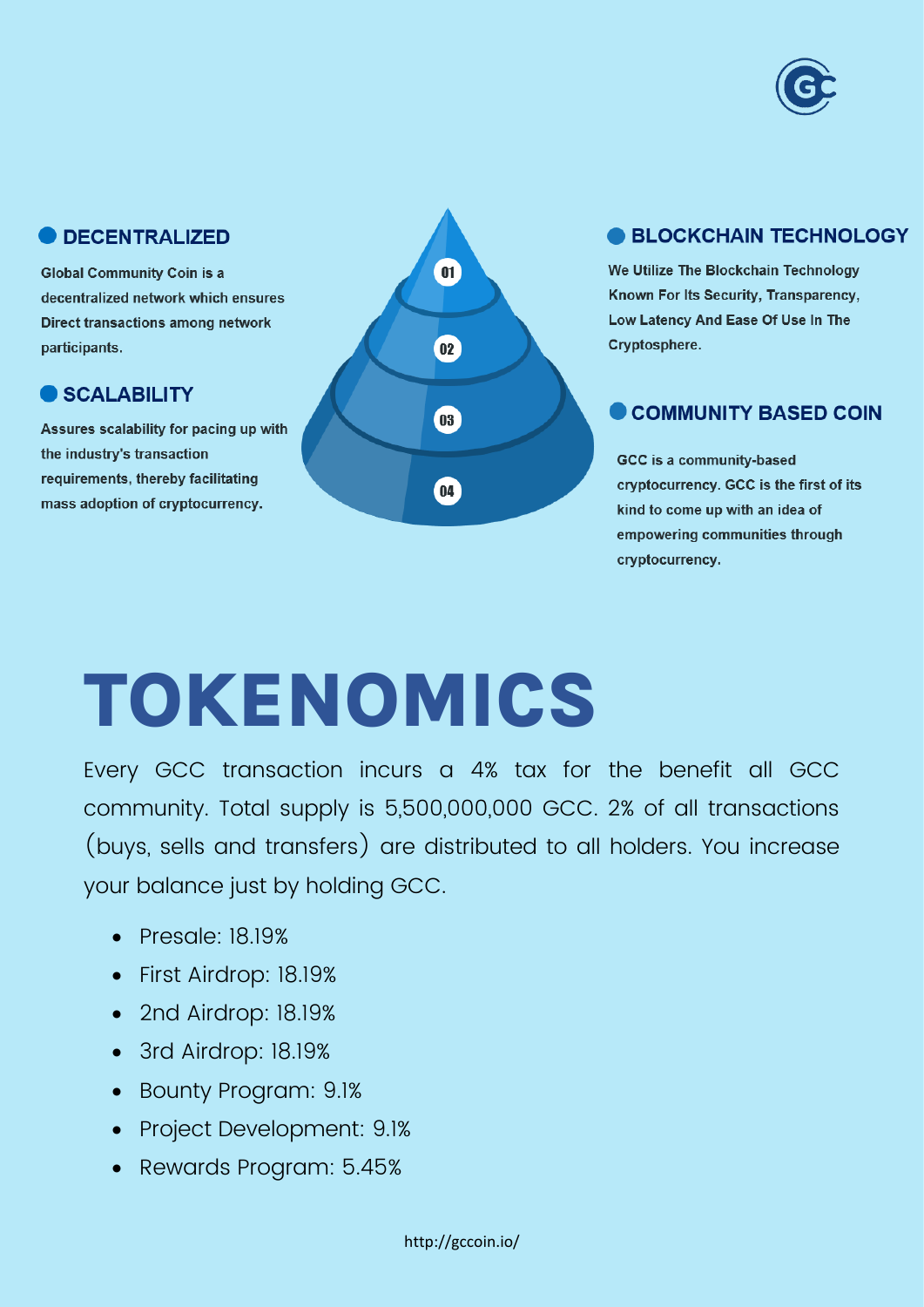### DECENTRALIZED

Global Community Coin is a decentralized network which ensures Direct transactions among network participants.

### SCALABILITY

Assures scalability for pacing up with the industry's transaction requirements, thereby facilitating mass adoption of cryptocurrency.

01

02

03

04

### BLOCKCHAIN TECHNOLOGY

We Utilize The Blockchain Technology Known For Its Security, Transparency, Low Latency And Ease Of Use In The Cryptosphere.

### COMMUNITY BASED COIN

GCC is a community-based cryptocurrency. GCC is the first of its kind to come up with an idea of empowering communities through cryptocurrency.

# TOKENOMICS

Every GCC transaction incurs a 4% tax for the benefit all GCC community. Total supply is 5,500,000,000 GCC. 2% of all transactions (buys, sells and transfers) are distributed to all holders. You increase your balance just by holding GCC.

- Presale: 18.19%
- First Airdrop: 18.19%
- 2nd Airdrop: 18.19%
- 3rd Airdrop: 18.19%
- Bounty Program: 9.1%
- Project Development: 9.1%
- Rewards Program: 5.45%

http://gccoin.io/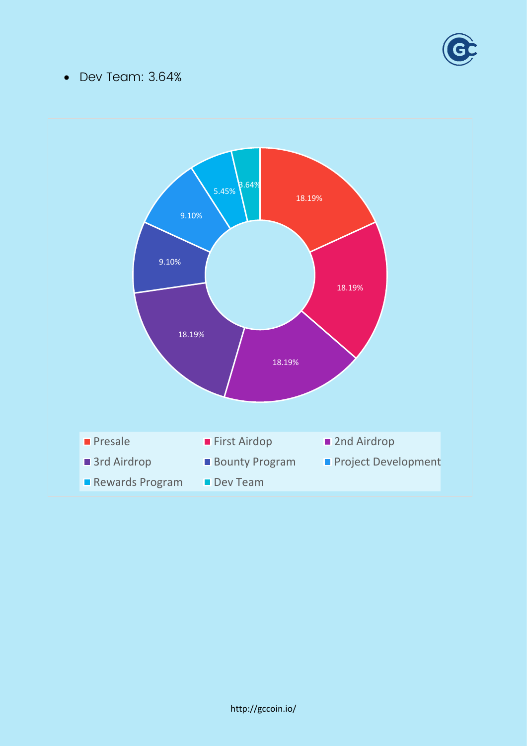- Dev Team: 3.64%

| Category | Percentage |
|---|---|
| Presale | 18.19% |
| First Airdop | 18.19% |
| 2nd Airdrop | 18.19% |
| 3rd Airdrop | 18.19% |
| Bounty Program | 9.10% |
| Project Development | 9.10% |
| Rewards Program | 5.45% |
| Dev Team | 3.64% |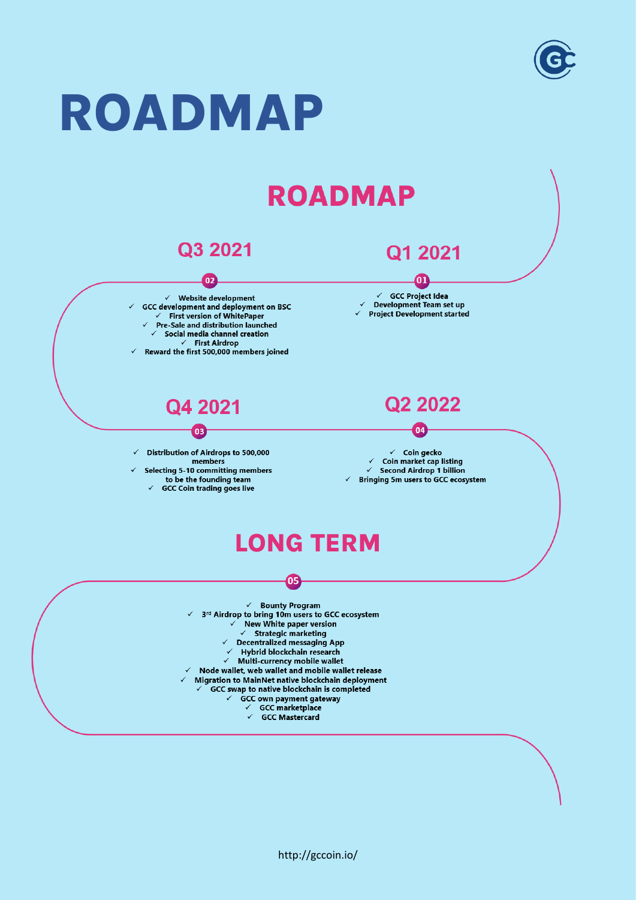# ROADMAP

## ROADMAP

### Q1 2021

01

- GCC Project Idea
- Development Team set up
- Project Development started

### Q3 2021

02

- Website development
- GCC development and deployment on BSC
- First version of WhitePaper
- Pre-Sale and distribution launched
- Social media channel creation
- First Airdrop
- Reward the first 500,000 members joined

### Q4 2021

03

- Distribution of Airdrops to 500,000 members
- Selecting 5-10 committing members to be the founding team
- GCC Coin trading goes live

### Q2 2022

04

- Coin gecko
- Coin market cap listing
- Second Airdrop 1 billion
- Bringing 5m users to GCC ecosystem

## LONG TERM

05

- Bounty Program
- 3rd Airdrop to bring 10m users to GCC ecosystem
- New White paper version
- Strategic marketing
- Decentralized messaging App
- Hybrid blockchain research
- Multi-currency mobile wallet
- Node wallet, web wallet and mobile wallet release
- Migration to MainNet native blockchain deployment
- GCC swap to native blockchain is completed
- GCC own payment gateway
- GCC marketplace
- GCC Mastercard

http://gccoin.io/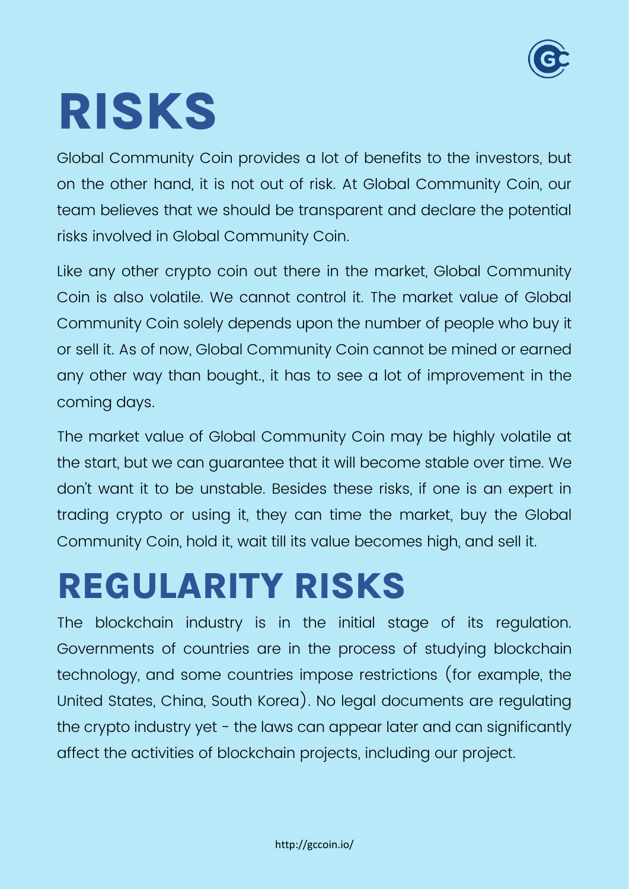# RISKS

Global Community Coin provides a lot of benefits to the investors, but on the other hand, it is not out of risk. At Global Community Coin, our team believes that we should be transparent and declare the potential risks involved in Global Community Coin.

Like any other crypto coin out there in the market, Global Community Coin is also volatile. We cannot control it. The market value of Global Community Coin solely depends upon the number of people who buy it or sell it. As of now, Global Community Coin cannot be mined or earned any other way than bought., it has to see a lot of improvement in the coming days.

The market value of Global Community Coin may be highly volatile at the start, but we can guarantee that it will become stable over time. We don't want it to be unstable. Besides these risks, if one is an expert in trading crypto or using it, they can time the market, buy the Global Community Coin, hold it, wait till its value becomes high, and sell it.

# REGULARITY RISKS

The blockchain industry is in the initial stage of its regulation. Governments of countries are in the process of studying blockchain technology, and some countries impose restrictions (for example, the United States, China, South Korea). No legal documents are regulating the crypto industry yet - the laws can appear later and can significantly affect the activities of blockchain projects, including our project.

http://gccoin.io/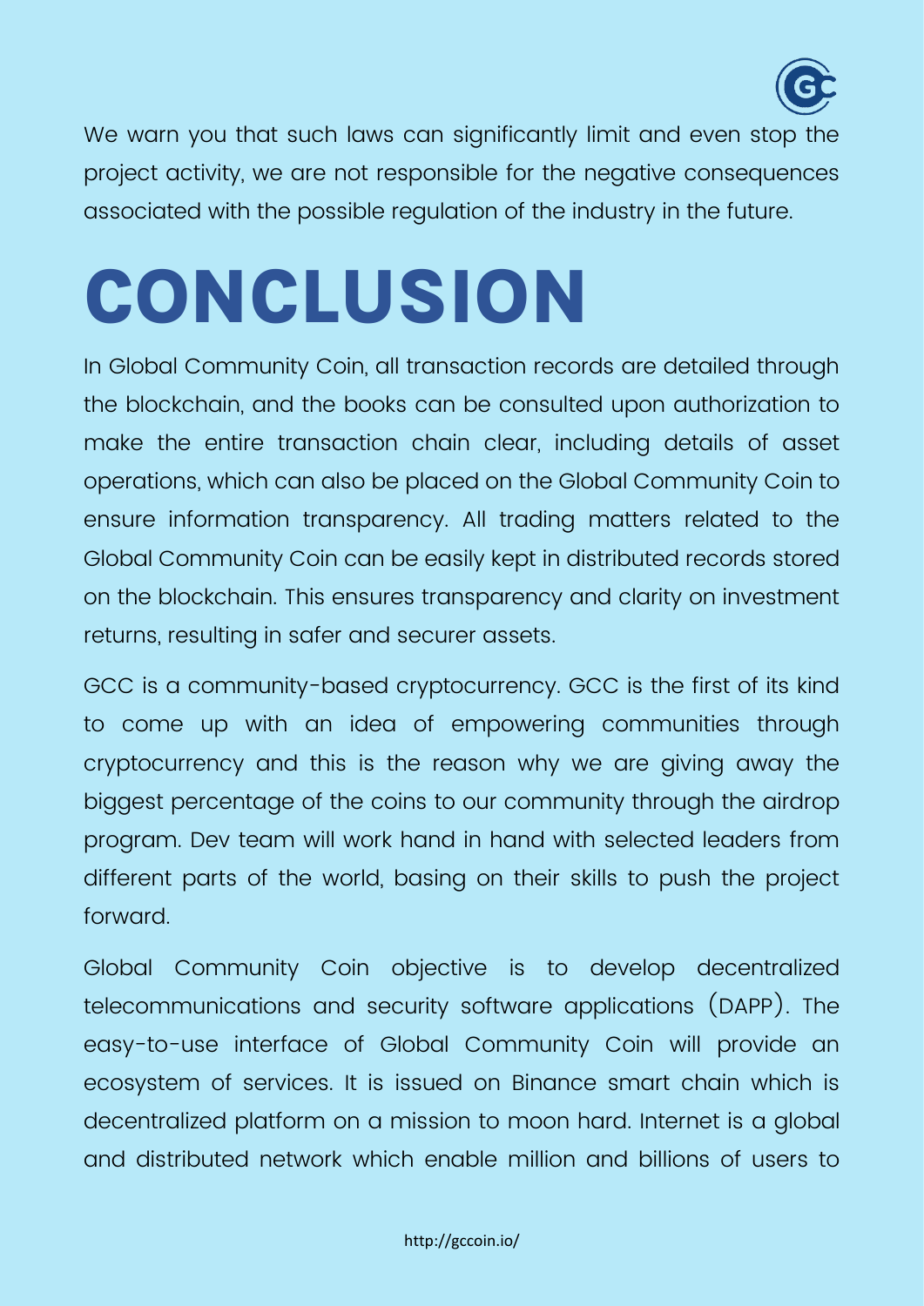We warn you that such laws can significantly limit and even stop the project activity, we are not responsible for the negative consequences associated with the possible regulation of the industry in the future.

# CONCLUSION

In Global Community Coin, all transaction records are detailed through the blockchain, and the books can be consulted upon authorization to make the entire transaction chain clear, including details of asset operations, which can also be placed on the Global Community Coin to ensure information transparency. All trading matters related to the Global Community Coin can be easily kept in distributed records stored on the blockchain. This ensures transparency and clarity on investment returns, resulting in safer and securer assets.

GCC is a community-based cryptocurrency. GCC is the first of its kind to come up with an idea of empowering communities through cryptocurrency and this is the reason why we are giving away the biggest percentage of the coins to our community through the airdrop program. Dev team will work hand in hand with selected leaders from different parts of the world, basing on their skills to push the project forward.

Global Community Coin objective is to develop decentralized telecommunications and security software applications (DAPP). The easy-to-use interface of Global Community Coin will provide an ecosystem of services. It is issued on Binance smart chain which is decentralized platform on a mission to moon hard. Internet is a global and distributed network which enable million and billions of users to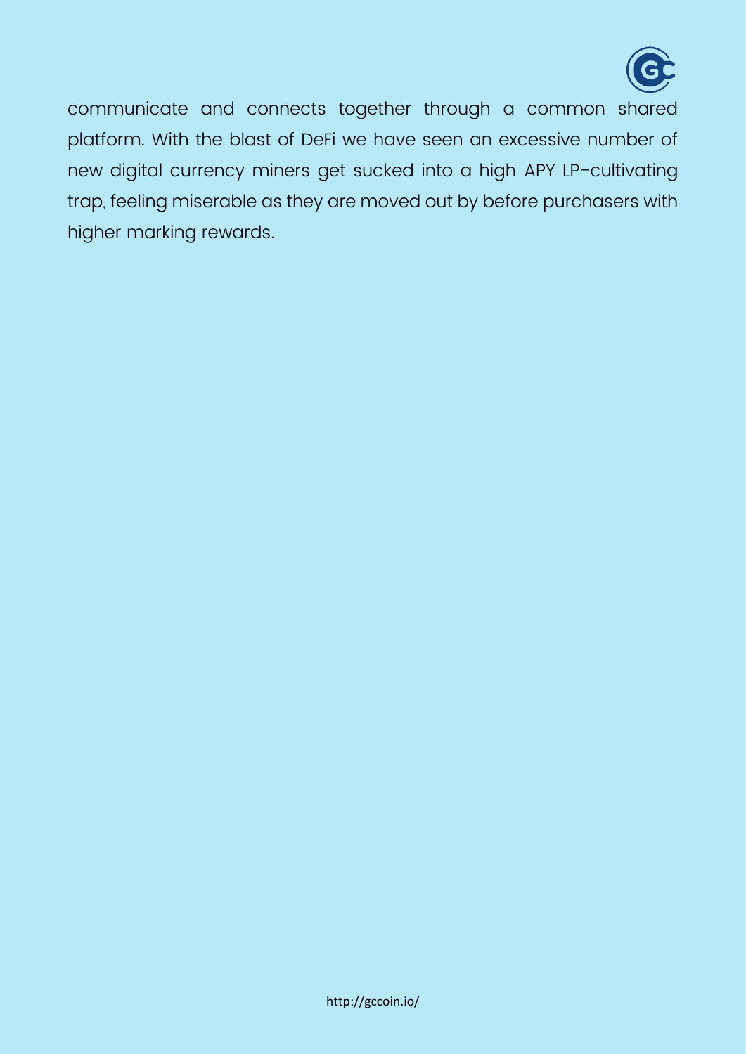communicate and connects together through a common shared platform. With the blast of DeFi we have seen an excessive number of new digital currency miners get sucked into a high APY LP-cultivating trap, feeling miserable as they are moved out by before purchasers with higher marking rewards.